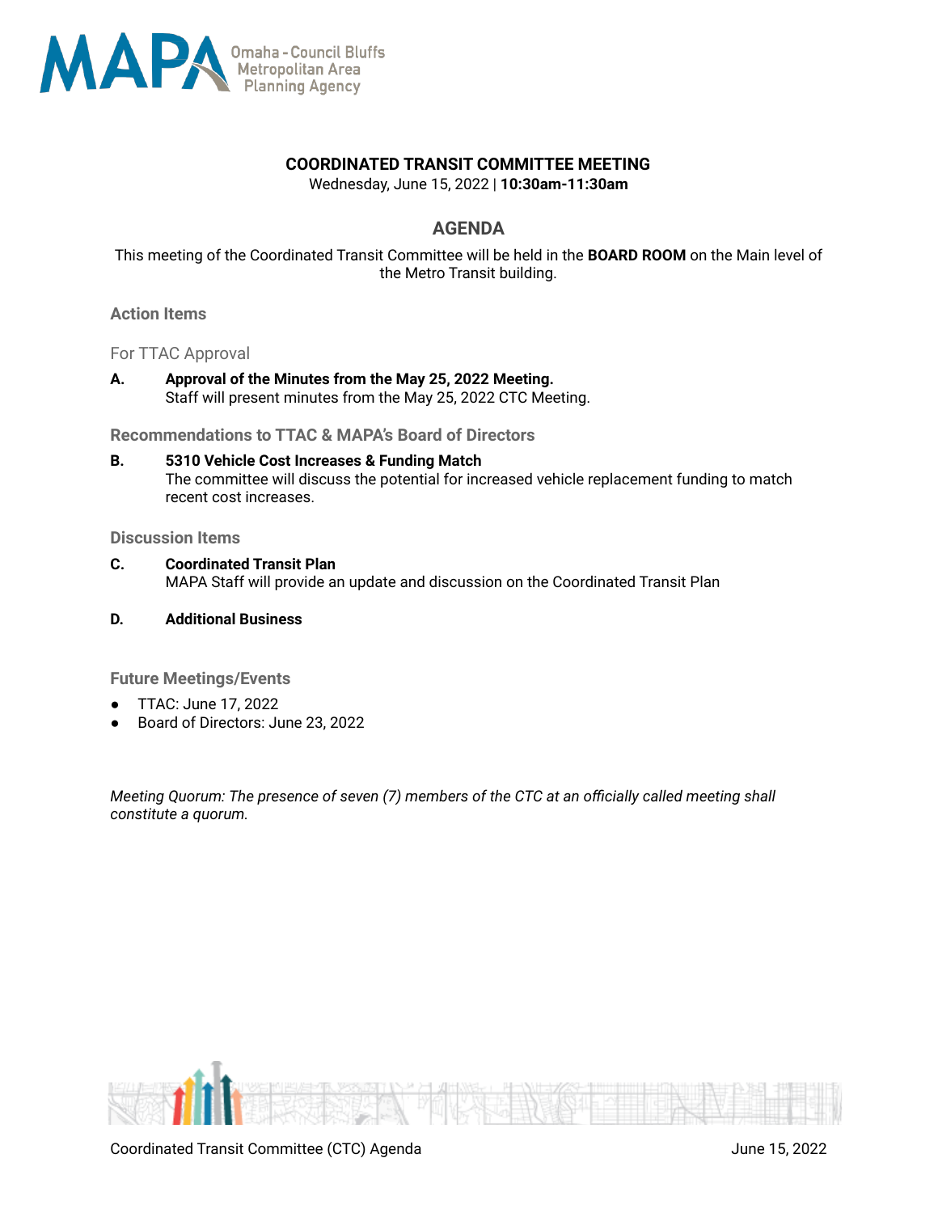Omaha - Council Bluffs Metropolitan Area Planning Agency

# COORDINATED TRANSIT COMMITTEE MEETING

Wednesday, June 15, 2022 | **10:30am-11:30am**

## AGENDA

This meeting of the Coordinated Transit Committee will be held in the **BOARD ROOM** on the Main level of the Metro Transit building.

### Action Items

#### For TTAC Approval

**A. Approval of the Minutes from the May 25, 2022 Meeting.**
Staff will present minutes from the May 25, 2022 CTC Meeting.

#### Recommendations to TTAC & MAPA's Board of Directors

**B. 5310 Vehicle Cost Increases & Funding Match**
The committee will discuss the potential for increased vehicle replacement funding to match recent cost increases.

### Discussion Items

**C. Coordinated Transit Plan**
MAPA Staff will provide an update and discussion on the Coordinated Transit Plan

**D. Additional Business**

### Future Meetings/Events

- TTAC: June 17, 2022
- Board of Directors: June 23, 2022

*Meeting Quorum: The presence of seven (7) members of the CTC at an officially called meeting shall constitute a quorum.*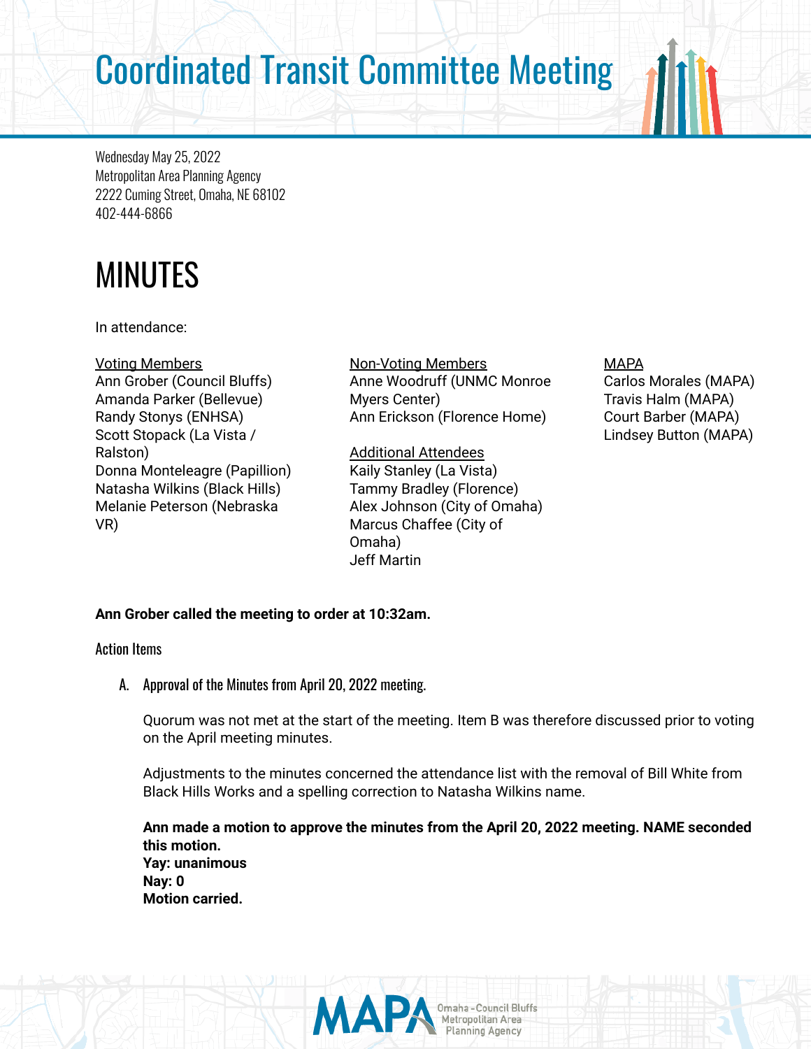# Coordinated Transit Committee Meeting

Wednesday May 25, 2022
Metropolitan Area Planning Agency
2222 Cuming Street, Omaha, NE 68102
402-444-6866

# MINUTES

In attendance:

Voting Members
Ann Grober (Council Bluffs)
Amanda Parker (Bellevue)
Randy Stonys (ENHSA)
Scott Stopack (La Vista / Ralston)
Donna Monteleagre (Papillion)
Natasha Wilkins (Black Hills)
Melanie Peterson (Nebraska VR)

Non-Voting Members
Anne Woodruff (UNMC Monroe Myers Center)
Ann Erickson (Florence Home)

Additional Attendees
Kaily Stanley (La Vista)
Tammy Bradley (Florence)
Alex Johnson (City of Omaha)
Marcus Chaffee (City of Omaha)
Jeff Martin

MAPA
Carlos Morales (MAPA)
Travis Halm (MAPA)
Court Barber (MAPA)
Lindsey Button (MAPA)

**Ann Grober called the meeting to order at 10:32am.**

Action Items

A. Approval of the Minutes from April 20, 2022 meeting.

   Quorum was not met at the start of the meeting. Item B was therefore discussed prior to voting on the April meeting minutes.

   Adjustments to the minutes concerned the attendance list with the removal of Bill White from Black Hills Works and a spelling correction to Natasha Wilkins name.

   **Ann made a motion to approve the minutes from the April 20, 2022 meeting. NAME seconded this motion.**
   **Yay: unanimous**
   **Nay: 0**
   **Motion carried.**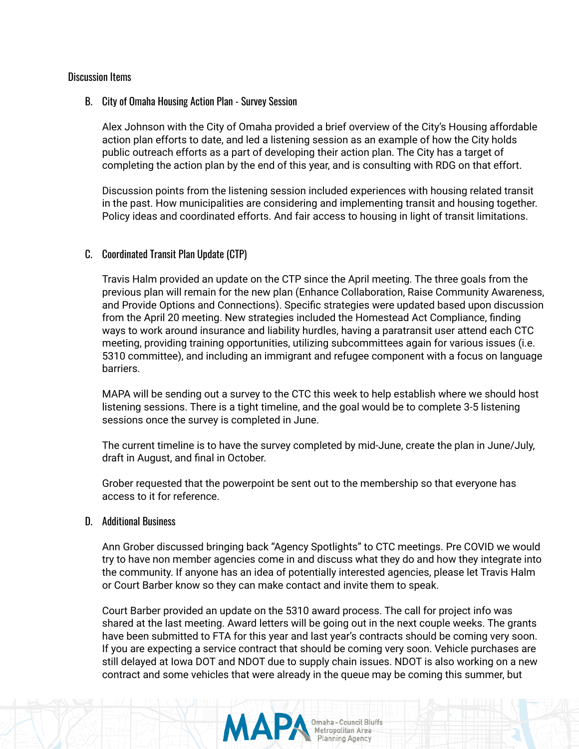## Discussion Items

### B. City of Omaha Housing Action Plan - Survey Session

Alex Johnson with the City of Omaha provided a brief overview of the City's Housing affordable action plan efforts to date, and led a listening session as an example of how the City holds public outreach efforts as a part of developing their action plan. The City has a target of completing the action plan by the end of this year, and is consulting with RDG on that effort.

Discussion points from the listening session included experiences with housing related transit in the past. How municipalities are considering and implementing transit and housing together. Policy ideas and coordinated efforts. And fair access to housing in light of transit limitations.

### C. Coordinated Transit Plan Update (CTP)

Travis Halm provided an update on the CTP since the April meeting. The three goals from the previous plan will remain for the new plan (Enhance Collaboration, Raise Community Awareness, and Provide Options and Connections). Specific strategies were updated based upon discussion from the April 20 meeting. New strategies included the Homestead Act Compliance, finding ways to work around insurance and liability hurdles, having a paratransit user attend each CTC meeting, providing training opportunities, utilizing subcommittees again for various issues (i.e. 5310 committee), and including an immigrant and refugee component with a focus on language barriers.

MAPA will be sending out a survey to the CTC this week to help establish where we should host listening sessions. There is a tight timeline, and the goal would be to complete 3-5 listening sessions once the survey is completed in June.

The current timeline is to have the survey completed by mid-June, create the plan in June/July, draft in August, and final in October.

Grober requested that the powerpoint be sent out to the membership so that everyone has access to it for reference.

### D. Additional Business

Ann Grober discussed bringing back "Agency Spotlights" to CTC meetings. Pre COVID we would try to have non member agencies come in and discuss what they do and how they integrate into the community. If anyone has an idea of potentially interested agencies, please let Travis Halm or Court Barber know so they can make contact and invite them to speak.

Court Barber provided an update on the 5310 award process. The call for project info was shared at the last meeting. Award letters will be going out in the next couple weeks. The grants have been submitted to FTA for this year and last year's contracts should be coming very soon. If you are expecting a service contract that should be coming very soon. Vehicle purchases are still delayed at Iowa DOT and NDOT due to supply chain issues. NDOT is also working on a new contract and some vehicles that were already in the queue may be coming this summer, but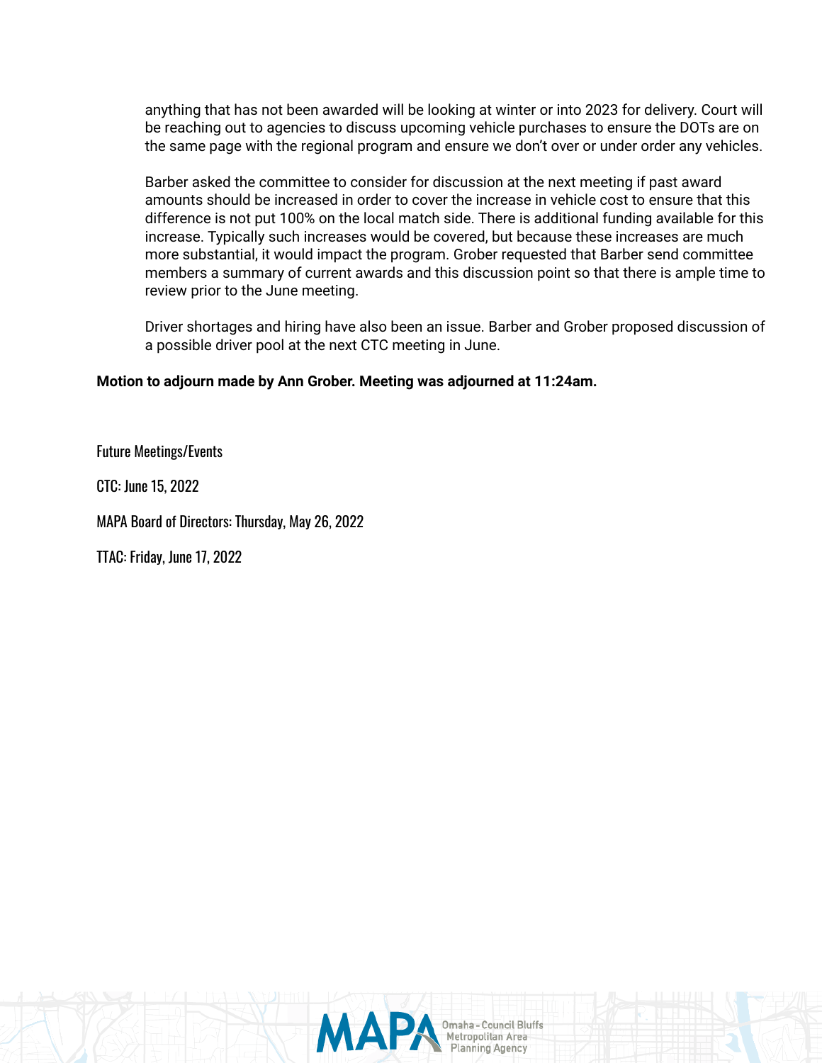anything that has not been awarded will be looking at winter or into 2023 for delivery. Court will be reaching out to agencies to discuss upcoming vehicle purchases to ensure the DOTs are on the same page with the regional program and ensure we don't over or under order any vehicles.

Barber asked the committee to consider for discussion at the next meeting if past award amounts should be increased in order to cover the increase in vehicle cost to ensure that this difference is not put 100% on the local match side. There is additional funding available for this increase. Typically such increases would be covered, but because these increases are much more substantial, it would impact the program. Grober requested that Barber send committee members a summary of current awards and this discussion point so that there is ample time to review prior to the June meeting.

Driver shortages and hiring have also been an issue. Barber and Grober proposed discussion of a possible driver pool at the next CTC meeting in June.

**Motion to adjourn made by Ann Grober. Meeting was adjourned at 11:24am.**

Future Meetings/Events

CTC: June 15, 2022

MAPA Board of Directors: Thursday, May 26, 2022

TTAC: Friday, June 17, 2022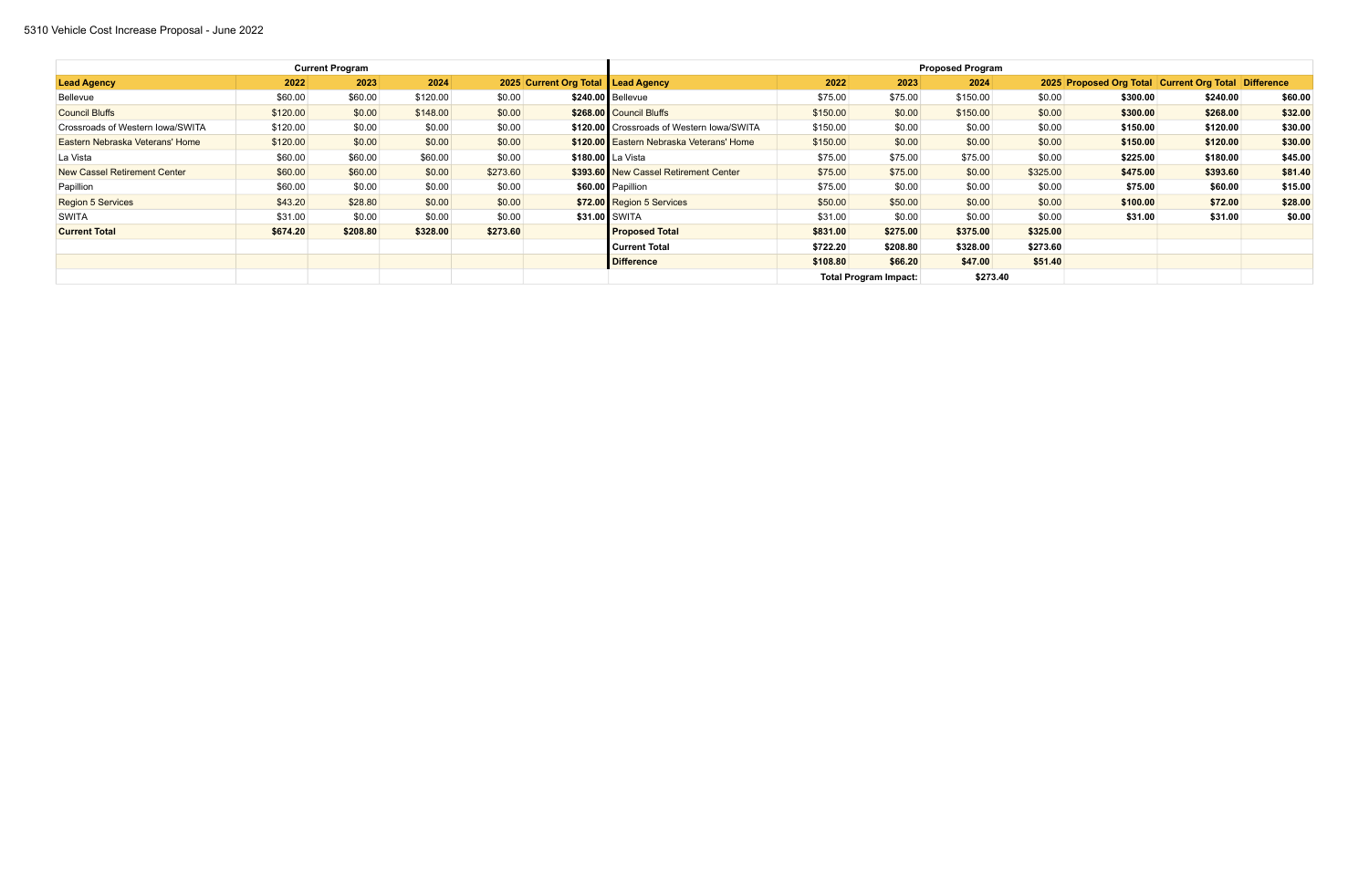5310 Vehicle Cost Increase Proposal - June 2022

| Current Program | | | | | | Proposed Program | | | | | | | |
|---|---|---|---|---|---|---|---|---|---|---|---|---|---|
| **Lead Agency** | **2022** | **2023** | **2024** | **2025** | **Current Org Total** | **Lead Agency** | **2022** | **2023** | **2024** | **2025** | **Proposed Org Total** | **Current Org Total** | **Difference** |
| Bellevue | $60.00 | $60.00 | $120.00 | $0.00 | **$240.00** | Bellevue | $75.00 | $75.00 | $150.00 | $0.00 | **$300.00** | **$240.00** | **$60.00** |
| Council Bluffs | $120.00 | $0.00 | $148.00 | $0.00 | **$268.00** | Council Bluffs | $150.00 | $0.00 | $150.00 | $0.00 | **$300.00** | **$268.00** | **$32.00** |
| Crossroads of Western Iowa/SWITA | $120.00 | $0.00 | $0.00 | $0.00 | **$120.00** | Crossroads of Western Iowa/SWITA | $150.00 | $0.00 | $0.00 | $0.00 | **$150.00** | **$120.00** | **$30.00** |
| Eastern Nebraska Veterans' Home | $120.00 | $0.00 | $0.00 | $0.00 | **$120.00** | Eastern Nebraska Veterans' Home | $150.00 | $0.00 | $0.00 | $0.00 | **$150.00** | **$120.00** | **$30.00** |
| La Vista | $60.00 | $60.00 | $60.00 | $0.00 | **$180.00** | La Vista | $75.00 | $75.00 | $75.00 | $0.00 | **$225.00** | **$180.00** | **$45.00** |
| New Cassel Retirement Center | $60.00 | $60.00 | $0.00 | $273.60 | **$393.60** | New Cassel Retirement Center | $75.00 | $75.00 | $0.00 | $325.00 | **$475.00** | **$393.60** | **$81.40** |
| Papillion | $60.00 | $0.00 | $0.00 | $0.00 | **$60.00** | Papillion | $75.00 | $0.00 | $0.00 | $0.00 | **$75.00** | **$60.00** | **$15.00** |
| Region 5 Services | $43.20 | $28.80 | $0.00 | $0.00 | **$72.00** | Region 5 Services | $50.00 | $50.00 | $0.00 | $0.00 | **$100.00** | **$72.00** | **$28.00** |
| SWITA | $31.00 | $0.00 | $0.00 | $0.00 | **$31.00** | SWITA | $31.00 | $0.00 | $0.00 | $0.00 | **$31.00** | **$31.00** | **$0.00** |
| **Current Total** | **$674.20** | **$208.80** | **$328.00** | **$273.60** | | **Proposed Total** | **$831.00** | **$275.00** | **$375.00** | **$325.00** | | | |
| | | | | | | **Current Total** | **$722.20** | **$208.80** | **$328.00** | **$273.60** | | | |
| | | | | | | **Difference** | **$108.80** | **$66.20** | **$47.00** | **$51.40** | | | |
| | | | | | | | | **Total Program Impact:** | **$273.40** | | | | |